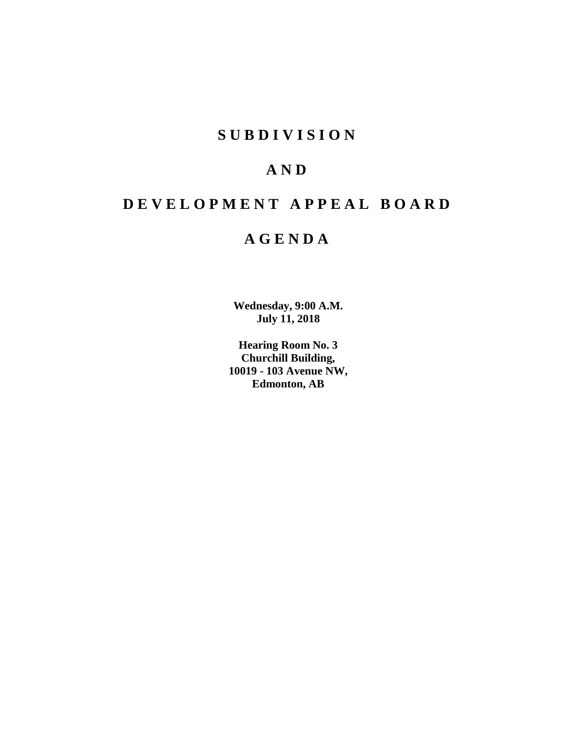# S U B D I V I S I O N

# A N D

# D E V E L O P M E N T   A P P E A L   B O A R D

# A G E N D A

**Wednesday, 9:00 A.M.**
**July 11, 2018**

**Hearing Room No. 3**
**Churchill Building,**
**10019 - 103 Avenue NW,**
**Edmonton, AB**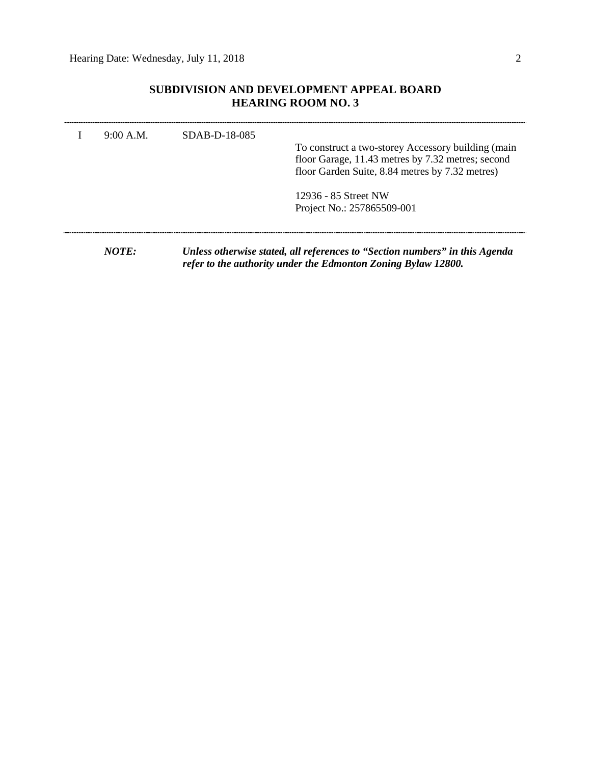## SUBDIVISION AND DEVELOPMENT APPEAL BOARD
## HEARING ROOM NO. 3

---

| | | | |
|---|---|---|---|
| I | 9:00 A.M. | SDAB-D-18-085 | To construct a two-storey Accessory building (main floor Garage, 11.43 metres by 7.32 metres; second floor Garden Suite, 8.84 metres by 7.32 metres)<br><br>12936 - 85 Street NW<br>Project No.: 257865509-001 |

---

***NOTE:*** ***Unless otherwise stated, all references to "Section numbers" in this Agenda refer to the authority under the Edmonton Zoning Bylaw 12800.***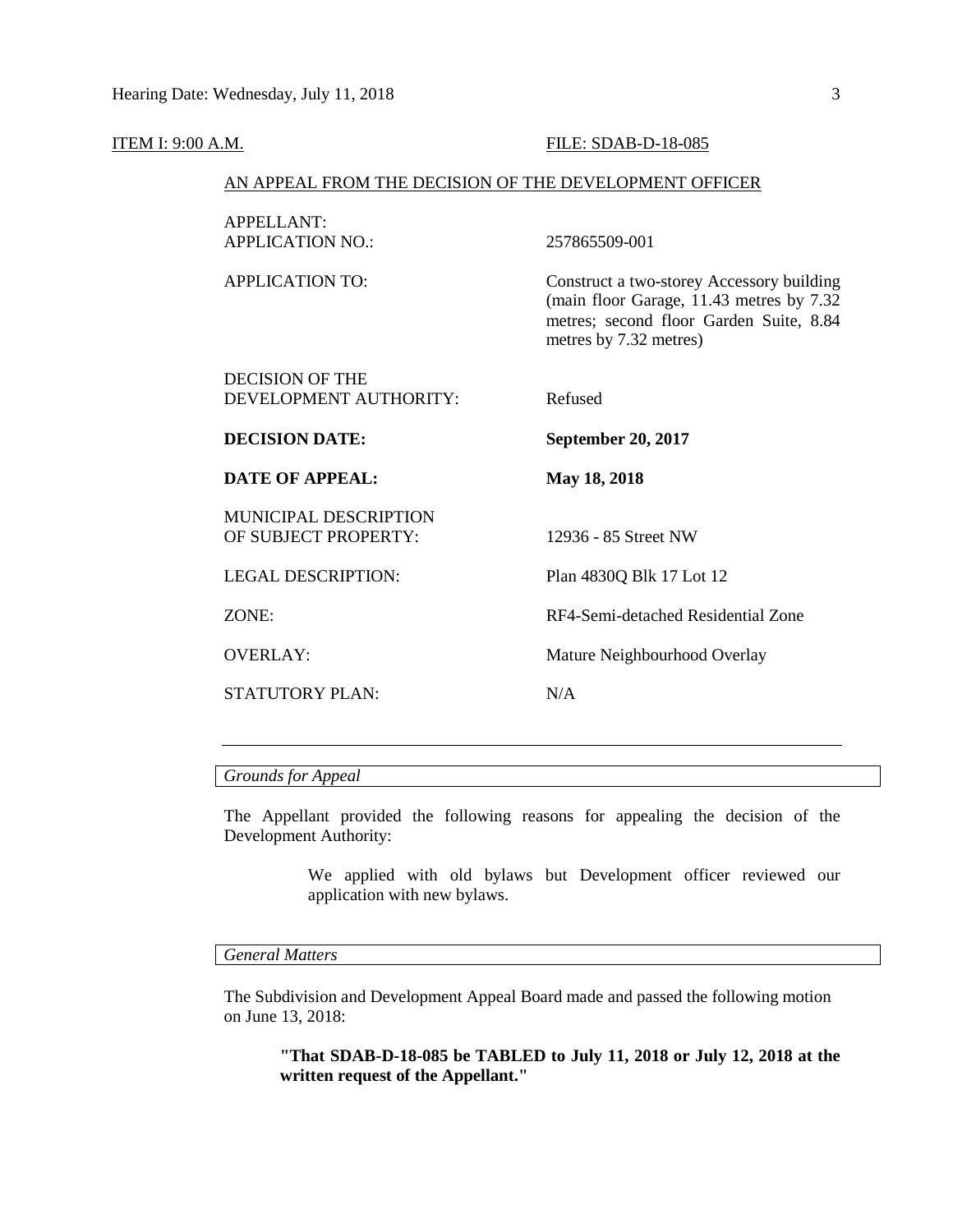ITEM I: 9:00 A.M. FILE: SDAB-D-18-085

AN APPEAL FROM THE DECISION OF THE DEVELOPMENT OFFICER

| | |
|---|---|
| APPELLANT: | |
| APPLICATION NO.: | 257865509-001 |
| APPLICATION TO: | Construct a two-storey Accessory building (main floor Garage, 11.43 metres by 7.32 metres; second floor Garden Suite, 8.84 metres by 7.32 metres) |
| DECISION OF THE DEVELOPMENT AUTHORITY: | Refused |
| **DECISION DATE:** | **September 20, 2017** |
| **DATE OF APPEAL:** | **May 18, 2018** |
| MUNICIPAL DESCRIPTION OF SUBJECT PROPERTY: | 12936 - 85 Street NW |
| LEGAL DESCRIPTION: | Plan 4830Q Blk 17 Lot 12 |
| ZONE: | RF4-Semi-detached Residential Zone |
| OVERLAY: | Mature Neighbourhood Overlay |
| STATUTORY PLAN: | N/A |

---

*Grounds for Appeal*

The Appellant provided the following reasons for appealing the decision of the Development Authority:

> We applied with old bylaws but Development officer reviewed our application with new bylaws.

*General Matters*

The Subdivision and Development Appeal Board made and passed the following motion on June 13, 2018:

> **"That SDAB-D-18-085 be TABLED to July 11, 2018 or July 12, 2018 at the written request of the Appellant."**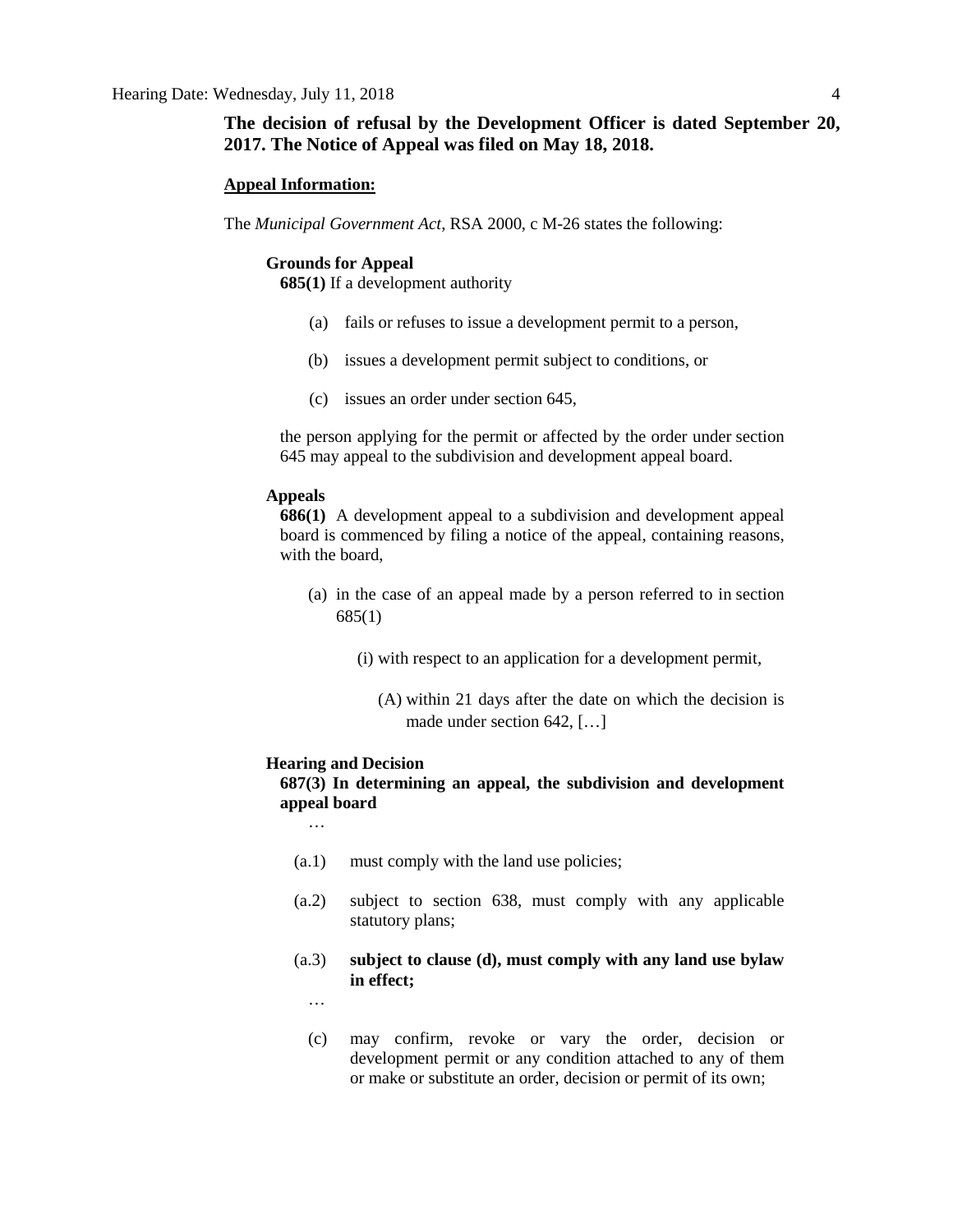**The decision of refusal by the Development Officer is dated September 20, 2017. The Notice of Appeal was filed on May 18, 2018.**

**Appeal Information:**

The *Municipal Government Act*, RSA 2000, c M-26 states the following:

**Grounds for Appeal**

**685(1)** If a development authority

(a) fails or refuses to issue a development permit to a person,

(b) issues a development permit subject to conditions, or

(c) issues an order under section 645,

the person applying for the permit or affected by the order under section 645 may appeal to the subdivision and development appeal board.

**Appeals**

**686(1)** A development appeal to a subdivision and development appeal board is commenced by filing a notice of the appeal, containing reasons, with the board,

(a) in the case of an appeal made by a person referred to in section 685(1)

(i) with respect to an application for a development permit,

(A) within 21 days after the date on which the decision is made under section 642, […]

**Hearing and Decision**

**687(3) In determining an appeal, the subdivision and development appeal board**

…

(a.1) must comply with the land use policies;

(a.2) subject to section 638, must comply with any applicable statutory plans;

(a.3) **subject to clause (d), must comply with any land use bylaw in effect;**

…

(c) may confirm, revoke or vary the order, decision or development permit or any condition attached to any of them or make or substitute an order, decision or permit of its own;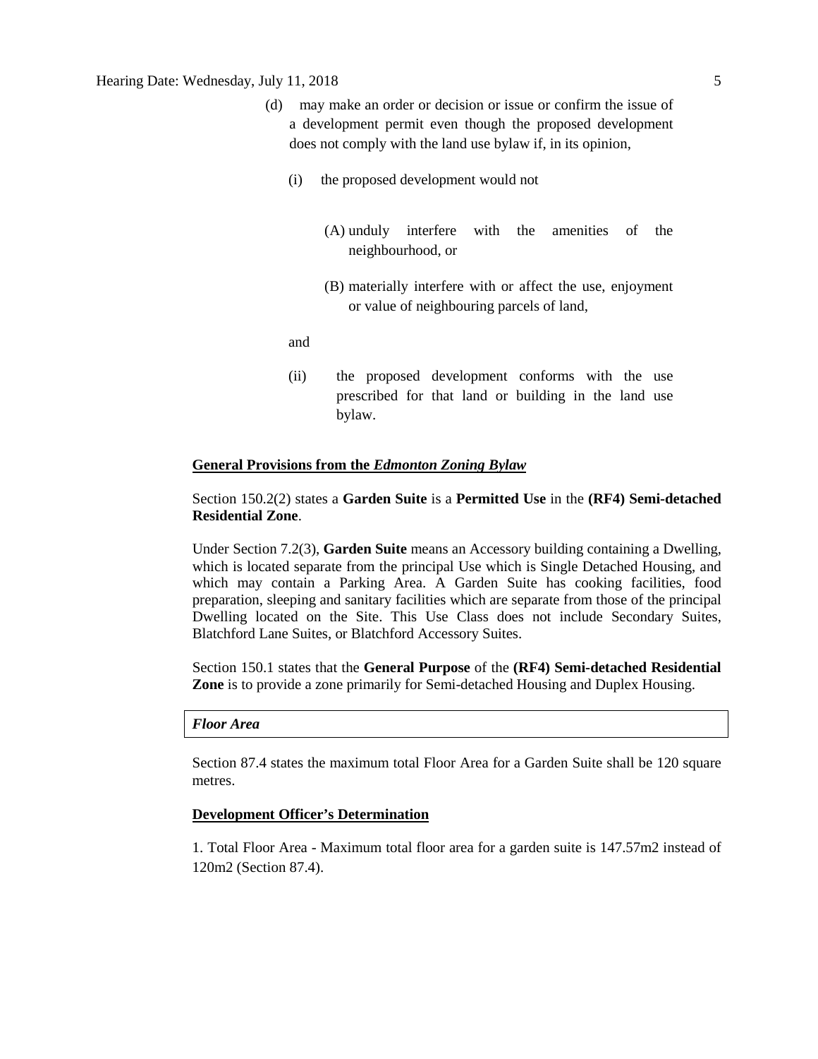(d) may make an order or decision or issue or confirm the issue of a development permit even though the proposed development does not comply with the land use bylaw if, in its opinion,

   (i) the proposed development would not

      (A) unduly interfere with the amenities of the neighbourhood, or

      (B) materially interfere with or affect the use, enjoyment or value of neighbouring parcels of land,

   and

   (ii) the proposed development conforms with the use prescribed for that land or building in the land use bylaw.

**General Provisions from the *Edmonton Zoning Bylaw***

Section 150.2(2) states a **Garden Suite** is a **Permitted Use** in the **(RF4) Semi-detached Residential Zone**.

Under Section 7.2(3), **Garden Suite** means an Accessory building containing a Dwelling, which is located separate from the principal Use which is Single Detached Housing, and which may contain a Parking Area. A Garden Suite has cooking facilities, food preparation, sleeping and sanitary facilities which are separate from those of the principal Dwelling located on the Site. This Use Class does not include Secondary Suites, Blatchford Lane Suites, or Blatchford Accessory Suites.

Section 150.1 states that the **General Purpose** of the **(RF4) Semi-detached Residential Zone** is to provide a zone primarily for Semi-detached Housing and Duplex Housing.

***Floor Area***

Section 87.4 states the maximum total Floor Area for a Garden Suite shall be 120 square metres.

**Development Officer's Determination**

1. Total Floor Area - Maximum total floor area for a garden suite is 147.57m2 instead of 120m2 (Section 87.4).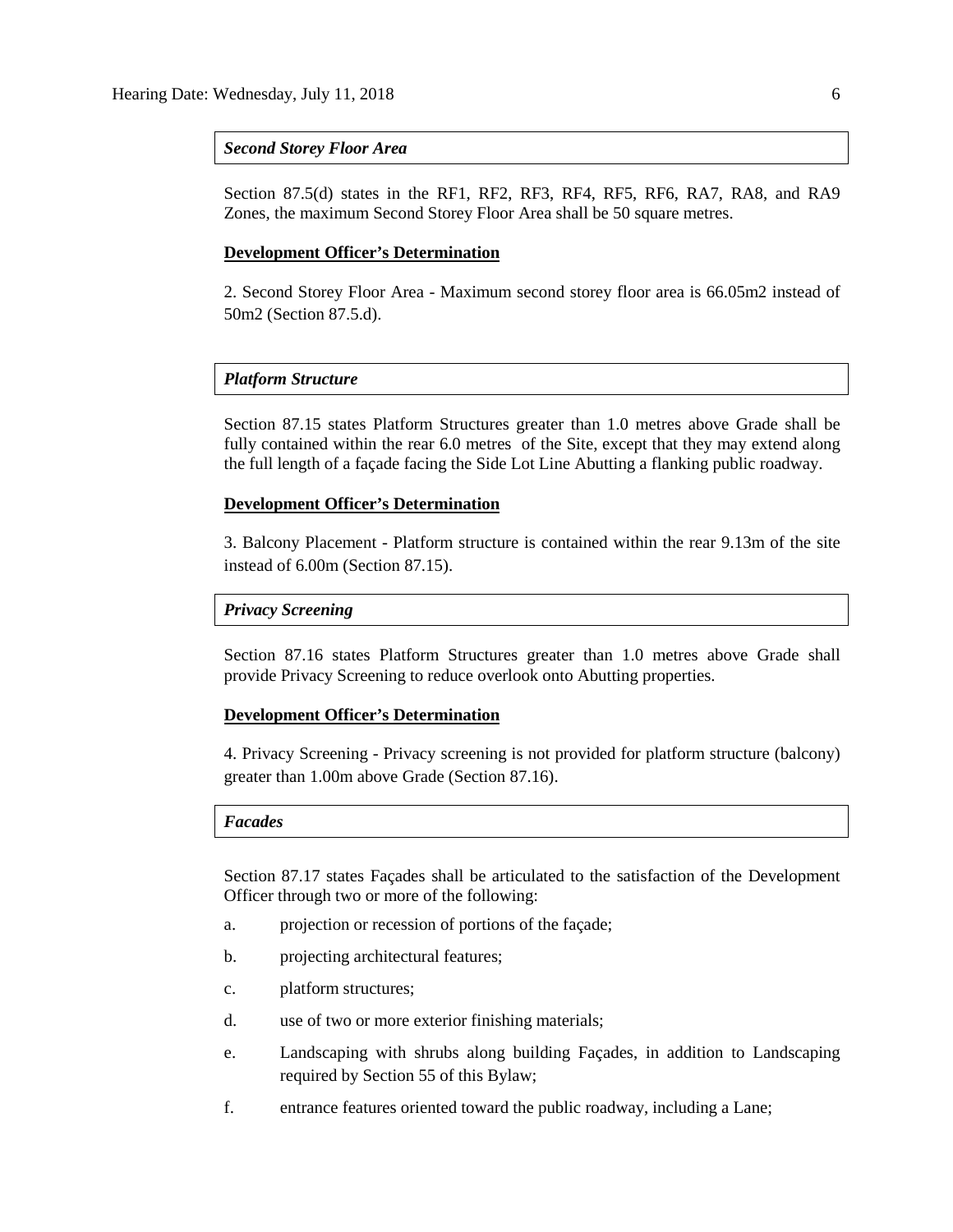***Second Storey Floor Area***

Section 87.5(d) states in the RF1, RF2, RF3, RF4, RF5, RF6, RA7, RA8, and RA9 Zones, the maximum Second Storey Floor Area shall be 50 square metres.

**Development Officer's Determination**

2. Second Storey Floor Area - Maximum second storey floor area is 66.05m2 instead of 50m2 (Section 87.5.d).

***Platform Structure***

Section 87.15 states Platform Structures greater than 1.0 metres above Grade shall be fully contained within the rear 6.0 metres of the Site, except that they may extend along the full length of a façade facing the Side Lot Line Abutting a flanking public roadway.

**Development Officer's Determination**

3. Balcony Placement - Platform structure is contained within the rear 9.13m of the site instead of 6.00m (Section 87.15).

***Privacy Screening***

Section 87.16 states Platform Structures greater than 1.0 metres above Grade shall provide Privacy Screening to reduce overlook onto Abutting properties.

**Development Officer's Determination**

4. Privacy Screening - Privacy screening is not provided for platform structure (balcony) greater than 1.00m above Grade (Section 87.16).

***Facades***

Section 87.17 states Façades shall be articulated to the satisfaction of the Development Officer through two or more of the following:

a. projection or recession of portions of the façade;

b. projecting architectural features;

c. platform structures;

d. use of two or more exterior finishing materials;

e. Landscaping with shrubs along building Façades, in addition to Landscaping required by Section 55 of this Bylaw;

f. entrance features oriented toward the public roadway, including a Lane;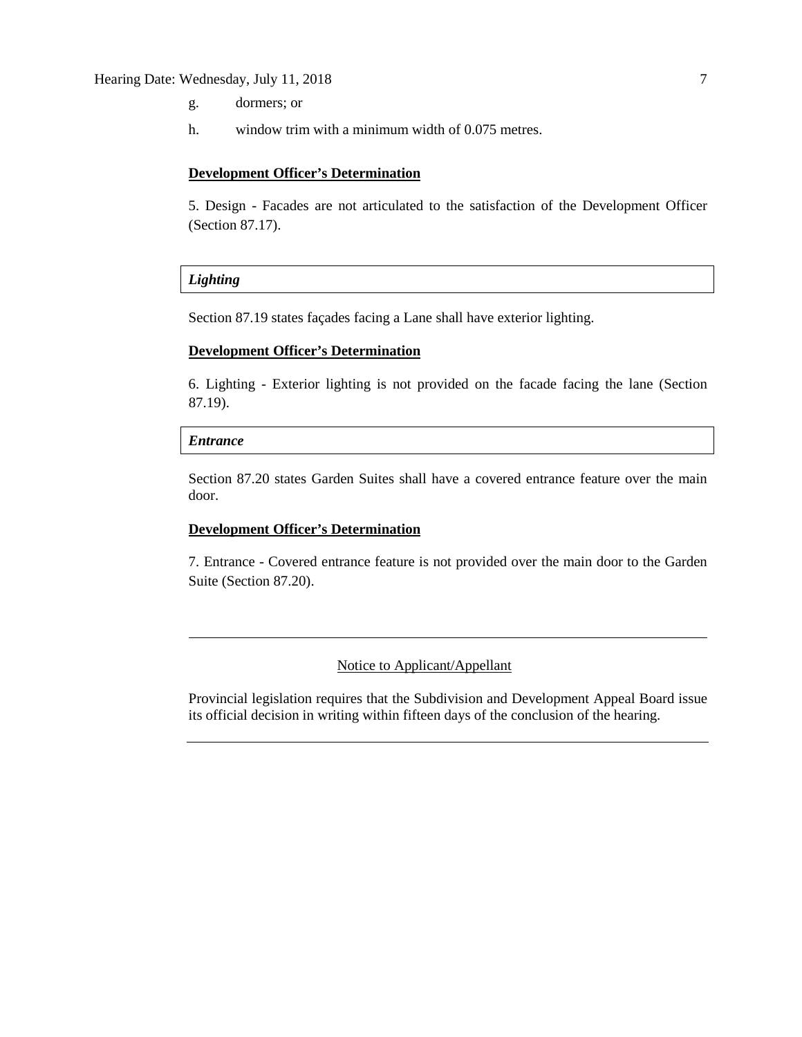g. dormers; or

h. window trim with a minimum width of 0.075 metres.

**Development Officer's Determination**

5. Design - Facades are not articulated to the satisfaction of the Development Officer (Section 87.17).

***Lighting***

Section 87.19 states façades facing a Lane shall have exterior lighting.

**Development Officer's Determination**

6. Lighting - Exterior lighting is not provided on the facade facing the lane (Section 87.19).

***Entrance***

Section 87.20 states Garden Suites shall have a covered entrance feature over the main door.

**Development Officer's Determination**

7. Entrance - Covered entrance feature is not provided over the main door to the Garden Suite (Section 87.20).

---

Notice to Applicant/Appellant

Provincial legislation requires that the Subdivision and Development Appeal Board issue its official decision in writing within fifteen days of the conclusion of the hearing.

---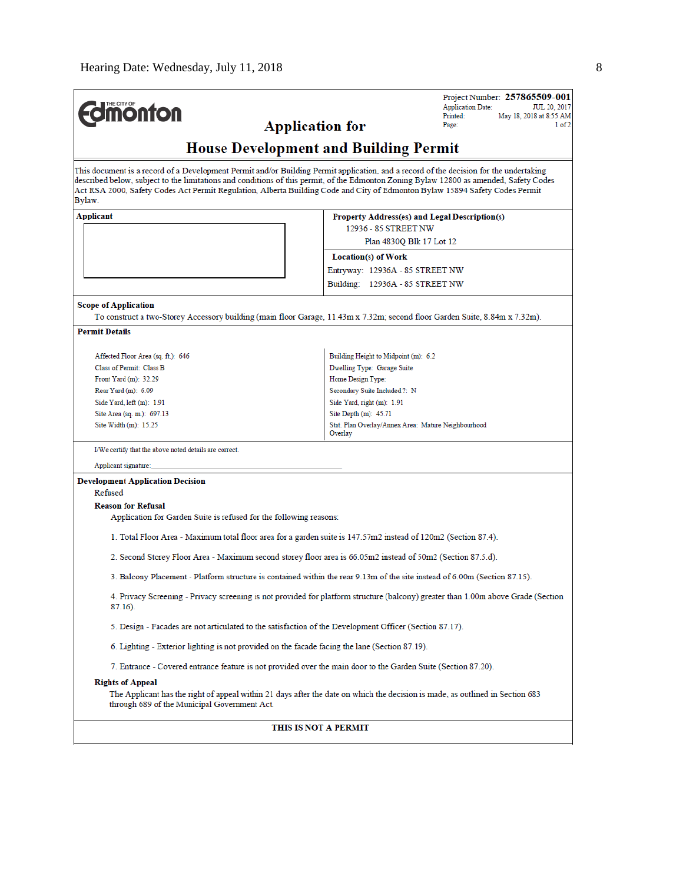Project Number: **257865509-001**
Application Date: JUL 20, 2017
Printed: May 18, 2018 at 8:55 AM
Page: 1 of 2

# Application for

# House Development and Building Permit

This document is a record of a Development Permit and/or Building Permit application, and a record of the decision for the undertaking described below, subject to the limitations and conditions of this permit, of the Edmonton Zoning Bylaw 12800 as amended, Safety Codes Act RSA 2000, Safety Codes Act Permit Regulation, Alberta Building Code and City of Edmonton Bylaw 15894 Safety Codes Permit Bylaw.

**Applicant**

**Property Address(es) and Legal Description(s)**
12936 - 85 STREET NW
Plan 4830Q Blk 17 Lot 12

**Location(s) of Work**
Entryway: 12936A - 85 STREET NW
Building: 12936A - 85 STREET NW

**Scope of Application**

To construct a two-Storey Accessory building (main floor Garage, 11.43m x 7.32m; second floor Garden Suite, 8.84m x 7.32m).

**Permit Details**

| | |
|---|---|
| Affected Floor Area (sq. ft.): 646 | Building Height to Midpoint (m): 6.2 |
| Class of Permit: Class B | Dwelling Type: Garage Suite |
| Front Yard (m): 32.29 | Home Design Type: |
| Rear Yard (m): 6.09 | Secondary Suite Included ?: N |
| Side Yard, left (m): 1.91 | Side Yard, right (m): 1.91 |
| Site Area (sq. m.): 697.13 | Site Depth (m): 45.71 |
| Site Width (m): 15.25 | Stat. Plan Overlay/Annex Area: Mature Neighbourhood Overlay |

I/We certify that the above noted details are correct.

Applicant signature:______________________________

**Development Application Decision**

Refused

**Reason for Refusal**

Application for Garden Suite is refused for the following reasons:

1. Total Floor Area - Maximum total floor area for a garden suite is 147.57m2 instead of 120m2 (Section 87.4).

2. Second Storey Floor Area - Maximum second storey floor area is 66.05m2 instead of 50m2 (Section 87.5.d).

3. Balcony Placement - Platform structure is contained within the rear 9.13m of the site instead of 6.00m (Section 87.15).

4. Privacy Screening - Privacy screening is not provided for platform structure (balcony) greater than 1.00m above Grade (Section 87.16).

5. Design - Facades are not articulated to the satisfaction of the Development Officer (Section 87.17).

6. Lighting - Exterior lighting is not provided on the facade facing the lane (Section 87.19).

7. Entrance - Covered entrance feature is not provided over the main door to the Garden Suite (Section 87.20).

**Rights of Appeal**

The Applicant has the right of appeal within 21 days after the date on which the decision is made, as outlined in Section 683 through 689 of the Municipal Government Act.

**THIS IS NOT A PERMIT**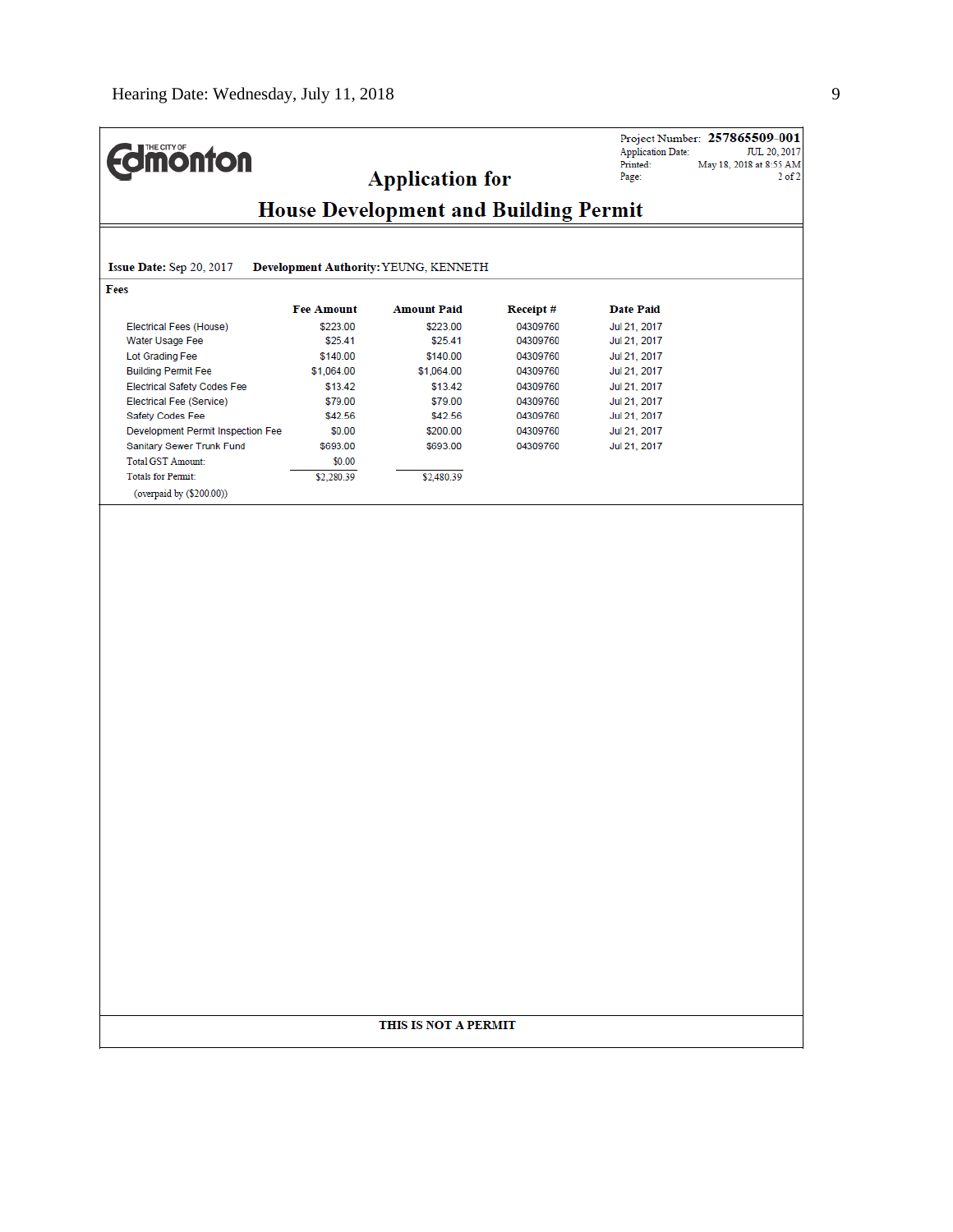Project Number: **257865509-001**
Application Date: JUL 20, 2017
Printed: May 18, 2018 at 8:55 AM

# Application for House Development and Building Permit

**Issue Date:** Sep 20, 2017 **Development Authority:** YEUNG, KENNETH

**Fees**

| | Fee Amount | Amount Paid | Receipt # | Date Paid |
|---|---|---|---|---|
| Electrical Fees (House) | $223.00 | $223.00 | 04309760 | Jul 21, 2017 |
| Water Usage Fee | $25.41 | $25.41 | 04309760 | Jul 21, 2017 |
| Lot Grading Fee | $140.00 | $140.00 | 04309760 | Jul 21, 2017 |
| Building Permit Fee | $1,064.00 | $1,064.00 | 04309760 | Jul 21, 2017 |
| Electrical Safety Codes Fee | $13.42 | $13.42 | 04309760 | Jul 21, 2017 |
| Electrical Fee (Service) | $79.00 | $79.00 | 04309760 | Jul 21, 2017 |
| Safety Codes Fee | $42.56 | $42.56 | 04309760 | Jul 21, 2017 |
| Development Permit Inspection Fee | $0.00 | $200.00 | 04309760 | Jul 21, 2017 |
| Sanitary Sewer Trunk Fund | $693.00 | $693.00 | 04309760 | Jul 21, 2017 |
| Total GST Amount: | $0.00 | | | |
| Totals for Permit: | $2,280.39 | $2,480.39 | | |
| (overpaid by ($200.00)) | | | | |

**THIS IS NOT A PERMIT**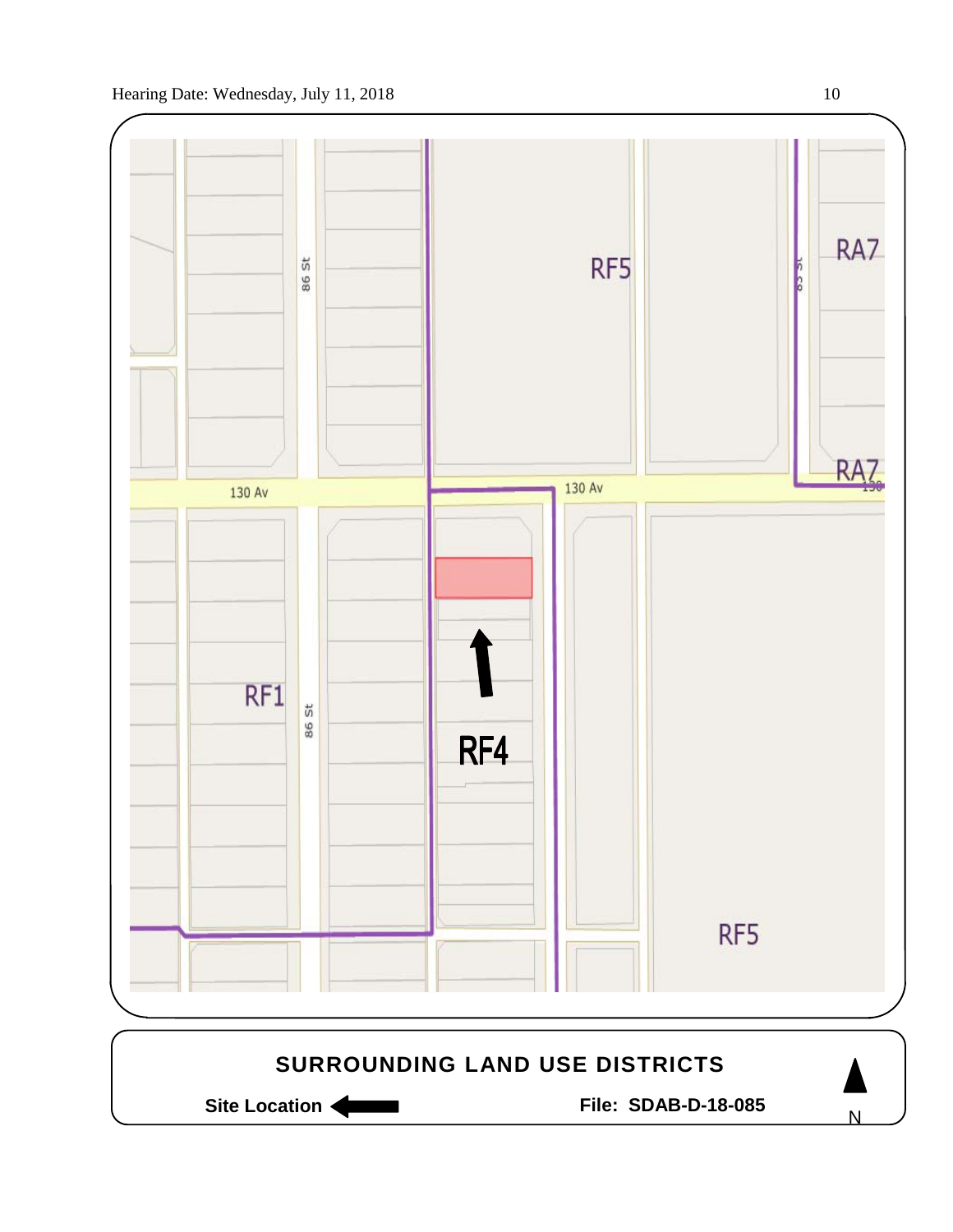RF5

RA7

RA7

86 St

130 Av

130 Av

RF1

86 St

RF4

RF5

**SURROUNDING LAND USE DISTRICTS**

**Site Location**

**File: SDAB-D-18-085**

N